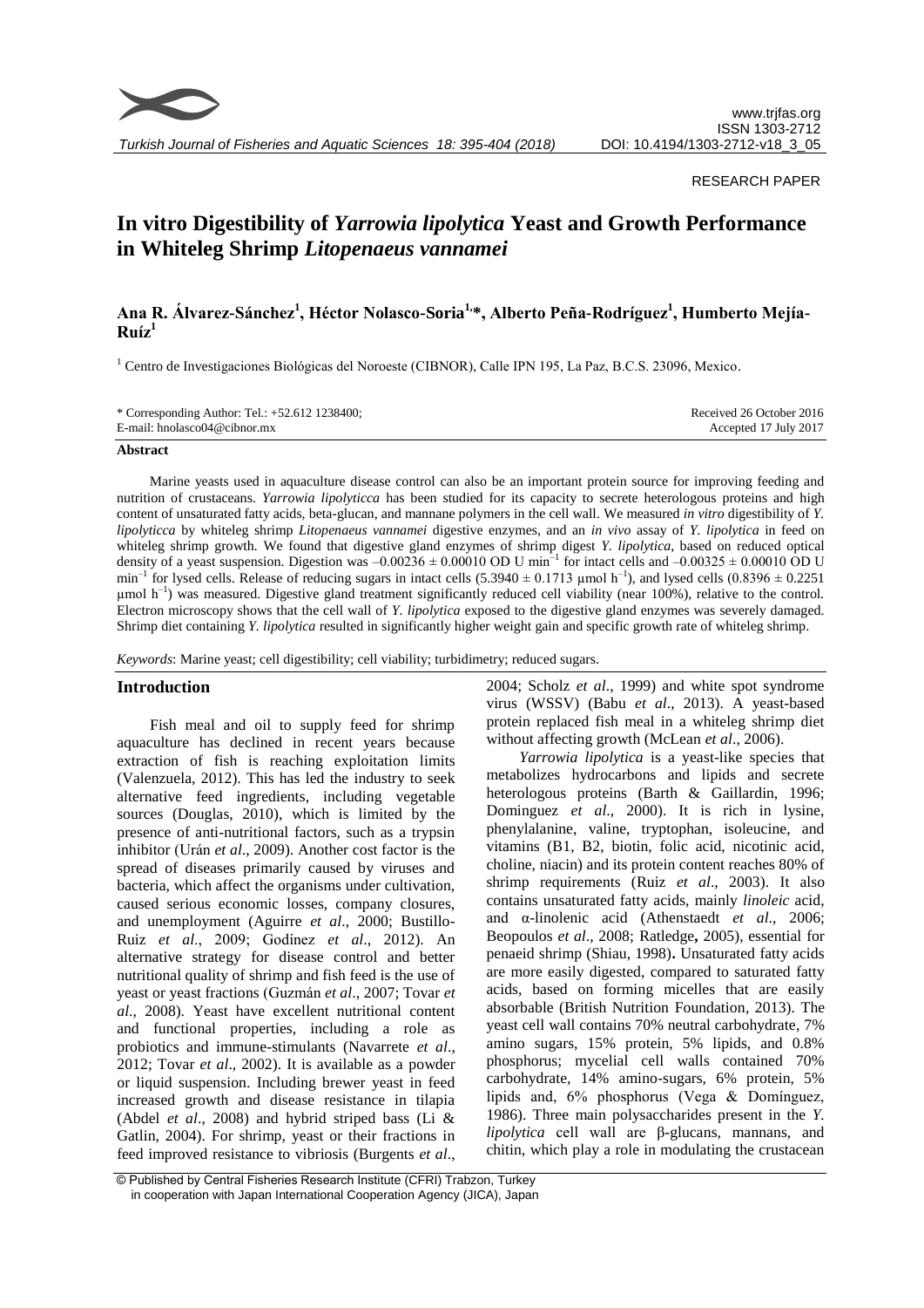RESEARCH PAPER

# In vitro Digestibility of *Yarrowia lipolytica* Yeast and Growth Performance in Whiteleg Shrimp *Litopenaeus vannamei*

**Ana R. Álvarez-Sánchez[1], Héctor Nolasco-Soria[1,*], Alberto Peña-Rodríguez[1], Humberto Mejía-Ruíz[1]**

[1] Centro de Investigaciones Biológicas del Noroeste (CIBNOR), Calle IPN 195, La Paz, B.C.S. 23096, Mexico.

\* Corresponding Author: Tel.: +52.612 1238400;
E-mail: hnolasco04@cibnor.mx

Received 26 October 2016
Accepted 17 July 2017

## Abstract

Marine yeasts used in aquaculture disease control can also be an important protein source for improving feeding and nutrition of crustaceans. *Yarrowia lipolyticca* has been studied for its capacity to secrete heterologous proteins and high content of unsaturated fatty acids, beta-glucan, and mannane polymers in the cell wall. We measured *in vitro* digestibility of *Y. lipolyticca* by whiteleg shrimp *Litopenaeus vannamei* digestive enzymes, and an *in vivo* assay of *Y. lipolytica* in feed on whiteleg shrimp growth. We found that digestive gland enzymes of shrimp digest *Y. lipolytica*, based on reduced optical density of a yeast suspension. Digestion was $-0.00236 \pm 0.00010$ OD U min$^{-1}$ for intact cells and $-0.00325 \pm 0.00010$ OD U min$^{-1}$ for lysed cells. Release of reducing sugars in intact cells ($5.3940 \pm 0.1713$ µmol h$^{-1}$), and lysed cells ($0.8396 \pm 0.2251$ µmol h$^{-1}$) was measured. Digestive gland treatment significantly reduced cell viability (near 100%), relative to the control. Electron microscopy shows that the cell wall of *Y. lipolytica* exposed to the digestive gland enzymes was severely damaged. Shrimp diet containing *Y. lipolytica* resulted in significantly higher weight gain and specific growth rate of whiteleg shrimp.

*Keywords*: Marine yeast; cell digestibility; cell viability; turbidimetry; reduced sugars.

## Introduction

Fish meal and oil to supply feed for shrimp aquaculture has declined in recent years because extraction of fish is reaching exploitation limits (Valenzuela, 2012). This has led the industry to seek alternative feed ingredients, including vegetable sources (Douglas, 2010), which is limited by the presence of anti-nutritional factors, such as a trypsin inhibitor (Urán *et al*., 2009). Another cost factor is the spread of diseases primarily caused by viruses and bacteria, which affect the organisms under cultivation, caused serious economic losses, company closures, and unemployment (Aguirre *et al*., 2000; Bustillo-Ruiz *et al*., 2009; Godínez *et al*., 2012). An alternative strategy for disease control and better nutritional quality of shrimp and fish feed is the use of yeast or yeast fractions (Guzmán *et al*., 2007; Tovar *et al*., 2008). Yeast have excellent nutritional content and functional properties, including a role as probiotics and immune-stimulants (Navarrete *et al*., 2012; Tovar *et al*., 2002). It is available as a powder or liquid suspension. Including brewer yeast in feed increased growth and disease resistance in tilapia (Abdel *et al*., 2008) and hybrid striped bass (Li & Gatlin, 2004). For shrimp, yeast or their fractions in feed improved resistance to vibriosis (Burgents *et al*., 2004; Scholz *et al*., 1999) and white spot syndrome virus (WSSV) (Babu *et al*., 2013). A yeast-based protein replaced fish meal in a whiteleg shrimp diet without affecting growth (McLean *et al*., 2006).

*Yarrowia lipolytica* is a yeast-like species that metabolizes hydrocarbons and lipids and secrete heterologous proteins (Barth & Gaillardin, 1996; Dominguez *et al*., 2000). It is rich in lysine, phenylalanine, valine, tryptophan, isoleucine, and vitamins (B1, B2, biotin, folic acid, nicotinic acid, choline, niacin) and its protein content reaches 80% of shrimp requirements (Ruiz *et al*., 2003). It also contains unsaturated fatty acids, mainly *linoleic* acid, and α-linolenic acid (Athenstaedt *et al*., 2006; Beopoulos *et al*., 2008; Ratledge**,** 2005), essential for penaeid shrimp (Shiau, 1998)**.** Unsaturated fatty acids are more easily digested, compared to saturated fatty acids, based on forming micelles that are easily absorbable (British Nutrition Foundation, 2013). The yeast cell wall contains 70% neutral carbohydrate, 7% amino sugars, 15% protein, 5% lipids, and 0.8% phosphorus; mycelial cell walls contained 70% carbohydrate, 14% amino-sugars, 6% protein, 5% lipids and, 6% phosphorus (Vega & Domínguez, 1986). Three main polysaccharides present in the *Y. lipolytica* cell wall are β-glucans, mannans, and chitin, which play a role in modulating the crustacean

© Published by Central Fisheries Research Institute (CFRI) Trabzon, Turkey in cooperation with Japan International Cooperation Agency (JICA), Japan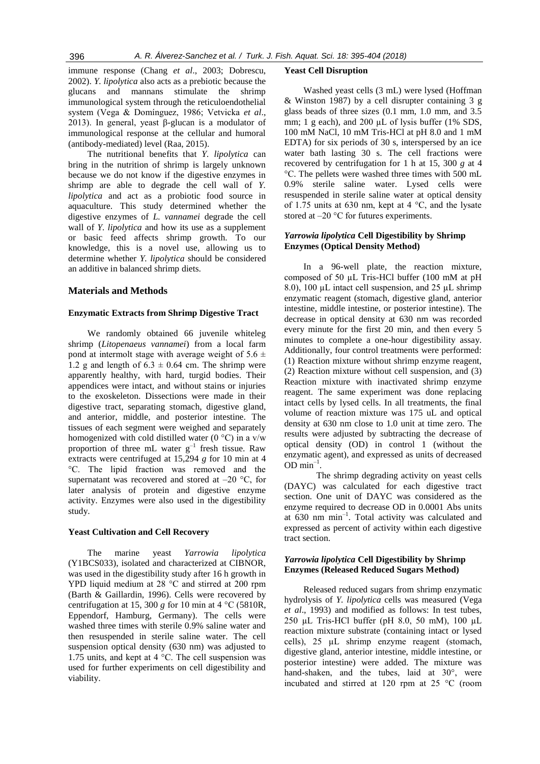immune response (Chang *et al*., 2003; Dobrescu, 2002). *Y. lipolytica* also acts as a prebiotic because the glucans and mannans stimulate the shrimp immunological system through the reticuloendothelial system (Vega & Domínguez, 1986; Vetvicka *et al*., 2013). In general, yeast β-glucan is a modulator of immunological response at the cellular and humoral (antibody-mediated) level (Raa, 2015).

The nutritional benefits that *Y. lipolytica* can bring in the nutrition of shrimp is largely unknown because we do not know if the digestive enzymes in shrimp are able to degrade the cell wall of *Y. lipolytica* and act as a probiotic food source in aquaculture. This study determined whether the digestive enzymes of *L. vannamei* degrade the cell wall of *Y. lipolytica* and how its use as a supplement or basic feed affects shrimp growth. To our knowledge, this is a novel use, allowing us to determine whether *Y. lipolytica* should be considered an additive in balanced shrimp diets.

## Materials and Methods

### Enzymatic Extracts from Shrimp Digestive Tract

We randomly obtained 66 juvenile whiteleg shrimp (*Litopenaeus vannamei*) from a local farm pond at intermolt stage with average weight of 5.6 ± 1.2 g and length of 6.3 ± 0.64 cm. The shrimp were apparently healthy, with hard, turgid bodies. Their appendices were intact, and without stains or injuries to the exoskeleton. Dissections were made in their digestive tract, separating stomach, digestive gland, and anterior, middle, and posterior intestine. The tissues of each segment were weighed and separately homogenized with cold distilled water (0 °C) in a v/w proportion of three mL water $g^{-1}$ fresh tissue. Raw extracts were centrifuged at 15,294 *g* for 10 min at 4 °C. The lipid fraction was removed and the supernatant was recovered and stored at –20 °C, for later analysis of protein and digestive enzyme activity. Enzymes were also used in the digestibility study.

### Yeast Cultivation and Cell Recovery

The marine yeast *Yarrowia lipolytica* (Y1BCS033), isolated and characterized at CIBNOR, was used in the digestibility study after 16 h growth in YPD liquid medium at 28 °C and stirred at 200 rpm (Barth & Gaillardin, 1996). Cells were recovered by centrifugation at 15, 300 *g* for 10 min at 4 °C (5810R, Eppendorf, Hamburg, Germany). The cells were washed three times with sterile 0.9% saline water and then resuspended in sterile saline water. The cell suspension optical density (630 nm) was adjusted to 1.75 units, and kept at 4 °C. The cell suspension was used for further experiments on cell digestibility and viability.

### Yeast Cell Disruption

Washed yeast cells (3 mL) were lysed (Hoffman & Winston 1987) by a cell disrupter containing 3 g glass beads of three sizes (0.1 mm, 1.0 mm, and 3.5 mm; 1 g each), and 200 µL of lysis buffer (1% SDS, 100 mM NaCl, 10 mM Tris-HCl at pH 8.0 and 1 mM EDTA) for six periods of 30 s, interspersed by an ice water bath lasting 30 s. The cell fractions were recovered by centrifugation for 1 h at 15, 300 *g* at 4 °C. The pellets were washed three times with 500 mL 0.9% sterile saline water. Lysed cells were resuspended in sterile saline water at optical density of 1.75 units at 630 nm, kept at 4 °C, and the lysate stored at –20 °C for futures experiments.

### *Yarrowia lipolytica* Cell Digestibility by Shrimp Enzymes (Optical Density Method)

In a 96-well plate, the reaction mixture, composed of 50 µL Tris-HCl buffer (100 mM at pH 8.0), 100 µL intact cell suspension, and 25 µL shrimp enzymatic reagent (stomach, digestive gland, anterior intestine, middle intestine, or posterior intestine). The decrease in optical density at 630 nm was recorded every minute for the first 20 min, and then every 5 minutes to complete a one-hour digestibility assay. Additionally, four control treatments were performed: (1) Reaction mixture without shrimp enzyme reagent, (2) Reaction mixture without cell suspension, and (3) Reaction mixture with inactivated shrimp enzyme reagent. The same experiment was done replacing intact cells by lysed cells. In all treatments, the final volume of reaction mixture was 175 uL and optical density at 630 nm close to 1.0 unit at time zero. The results were adjusted by subtracting the decrease of optical density (OD) in control 1 (without the enzymatic agent), and expressed as units of decreased OD $min^{-1}$.

The shrimp degrading activity on yeast cells (DAYC) was calculated for each digestive tract section. One unit of DAYC was considered as the enzyme required to decrease OD in 0.0001 Abs units at 630 nm $min^{-1}$. Total activity was calculated and expressed as percent of activity within each digestive tract section.

### *Yarrowia lipolytica* Cell Digestibility by Shrimp Enzymes (Released Reduced Sugars Method)

Released reduced sugars from shrimp enzymatic hydrolysis of *Y. lipolytica* cells was measured (Vega *et al*., 1993) and modified as follows: In test tubes, 250 µL Tris-HCl buffer (pH 8.0, 50 mM), 100 µL reaction mixture substrate (containing intact or lysed cells), 25 µL shrimp enzyme reagent (stomach, digestive gland, anterior intestine, middle intestine, or posterior intestine) were added. The mixture was hand-shaken, and the tubes, laid at 30°, were incubated and stirred at 120 rpm at 25 °C (room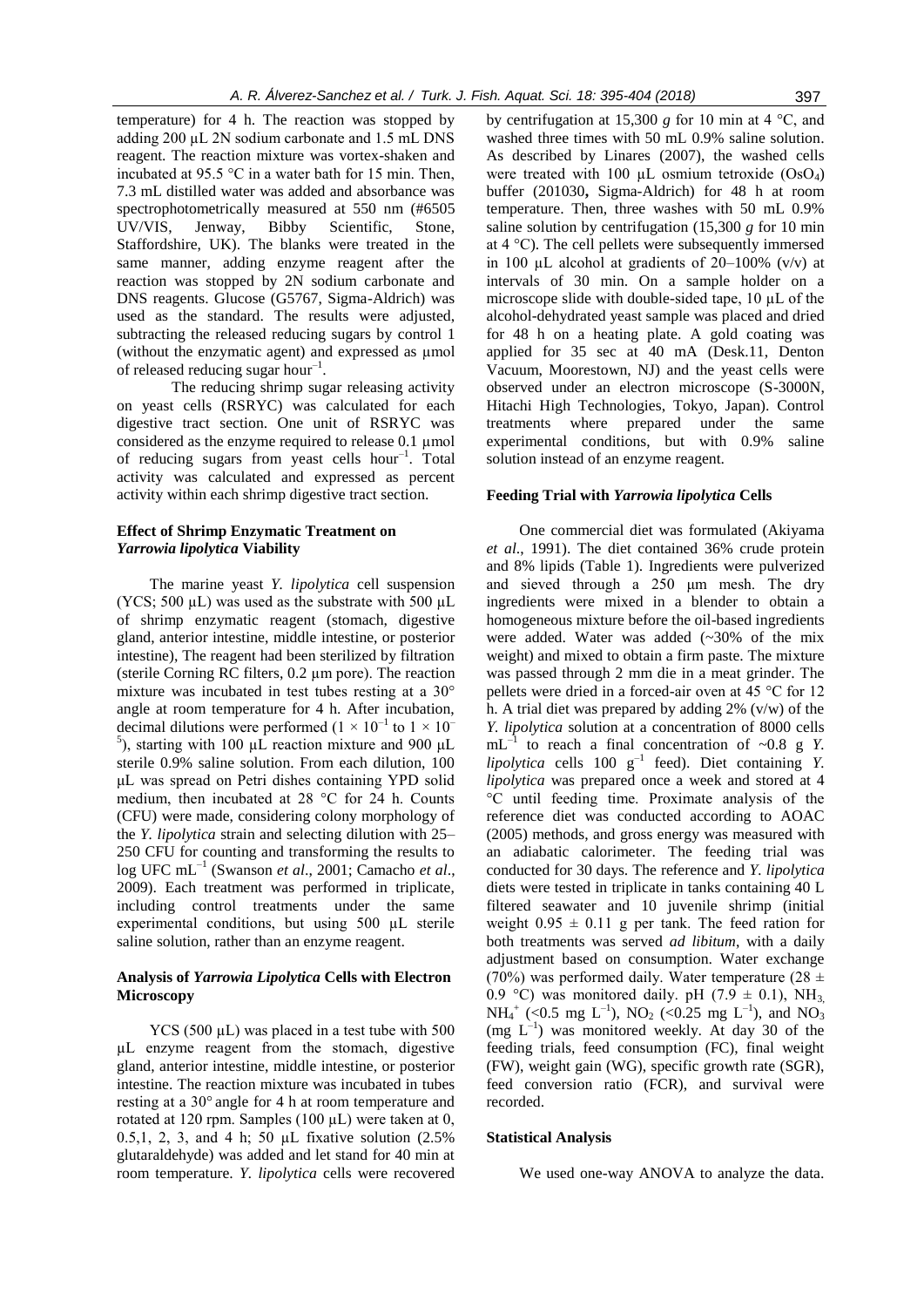temperature) for 4 h. The reaction was stopped by adding 200 μL 2N sodium carbonate and 1.5 mL DNS reagent. The reaction mixture was vortex-shaken and incubated at 95.5 °C in a water bath for 15 min. Then, 7.3 mL distilled water was added and absorbance was spectrophotometrically measured at 550 nm (#6505 UV/VIS, Jenway, Bibby Scientific, Stone, Staffordshire, UK). The blanks were treated in the same manner, adding enzyme reagent after the reaction was stopped by 2N sodium carbonate and DNS reagents. Glucose (G5767, Sigma-Aldrich) was used as the standard. The results were adjusted, subtracting the released reducing sugars by control 1 (without the enzymatic agent) and expressed as μmol of released reducing sugar $hour^{-1}$.

The reducing shrimp sugar releasing activity on yeast cells (RSRYC) was calculated for each digestive tract section. One unit of RSRYC was considered as the enzyme required to release 0.1 μmol of reducing sugars from yeast cells $hour^{-1}$. Total activity was calculated and expressed as percent activity within each shrimp digestive tract section.

### Effect of Shrimp Enzymatic Treatment on *Yarrowia lipolytica* Viability

The marine yeast *Y. lipolytica* cell suspension (YCS; 500 μL) was used as the substrate with 500 μL of shrimp enzymatic reagent (stomach, digestive gland, anterior intestine, middle intestine, or posterior intestine), The reagent had been sterilized by filtration (sterile Corning RC filters, 0.2 μm pore). The reaction mixture was incubated in test tubes resting at a 30° angle at room temperature for 4 h. After incubation, decimal dilutions were performed ($1 \times 10^{-1}$ to $1 \times 10^{-5}$), starting with 100 μL reaction mixture and 900 μL sterile 0.9% saline solution. From each dilution, 100 μL was spread on Petri dishes containing YPD solid medium, then incubated at 28 °C for 24 h. Counts (CFU) were made, considering colony morphology of the *Y. lipolytica* strain and selecting dilution with 25–250 CFU for counting and transforming the results to log UFC $mL^{-1}$ (Swanson *et al*., 2001; Camacho *et al*., 2009). Each treatment was performed in triplicate, including control treatments under the same experimental conditions, but using 500 μL sterile saline solution, rather than an enzyme reagent.

### Analysis of *Yarrowia Lipolytica* Cells with Electron Microscopy

YCS (500 μL) was placed in a test tube with 500 μL enzyme reagent from the stomach, digestive gland, anterior intestine, middle intestine, or posterior intestine. The reaction mixture was incubated in tubes resting at a 30° angle for 4 h at room temperature and rotated at 120 rpm. Samples (100 μL) were taken at 0, 0.5,1, 2, 3, and 4 h; 50 μL fixative solution (2.5% glutaraldehyde) was added and let stand for 40 min at room temperature. *Y. lipolytica* cells were recovered by centrifugation at 15,300 *g* for 10 min at 4 °C, and washed three times with 50 mL 0.9% saline solution. As described by Linares (2007), the washed cells were treated with 100 μL osmium tetroxide ($OsO_4$) buffer (201030**,** Sigma-Aldrich) for 48 h at room temperature. Then, three washes with 50 mL 0.9% saline solution by centrifugation (15,300 *g* for 10 min at 4 °C). The cell pellets were subsequently immersed in 100 μL alcohol at gradients of 20–100% (v/v) at intervals of 30 min. On a sample holder on a microscope slide with double-sided tape, 10 μL of the alcohol-dehydrated yeast sample was placed and dried for 48 h on a heating plate. A gold coating was applied for 35 sec at 40 mA (Desk.11, Denton Vacuum, Moorestown, NJ) and the yeast cells were observed under an electron microscope (S-3000N, Hitachi High Technologies, Tokyo, Japan). Control treatments where prepared under the same experimental conditions, but with 0.9% saline solution instead of an enzyme reagent.

### Feeding Trial with *Yarrowia lipolytica* Cells

One commercial diet was formulated (Akiyama *et al*., 1991). The diet contained 36% crude protein and 8% lipids (Table 1). Ingredients were pulverized and sieved through a 250 μm mesh. The dry ingredients were mixed in a blender to obtain a homogeneous mixture before the oil-based ingredients were added. Water was added (~30% of the mix weight) and mixed to obtain a firm paste. The mixture was passed through 2 mm die in a meat grinder. The pellets were dried in a forced-air oven at 45 °C for 12 h. A trial diet was prepared by adding 2% (v/w) of the *Y. lipolytica* solution at a concentration of 8000 cells $mL^{-1}$ to reach a final concentration of ~0.8 g *Y. lipolytica* cells 100 $g^{-1}$ feed). Diet containing *Y. lipolytica* was prepared once a week and stored at 4 °C until feeding time. Proximate analysis of the reference diet was conducted according to AOAC (2005) methods, and gross energy was measured with an adiabatic calorimeter. The feeding trial was conducted for 30 days. The reference and *Y. lipolytica* diets were tested in triplicate in tanks containing 40 L filtered seawater and 10 juvenile shrimp (initial weight 0.95 ± 0.11 g per tank. The feed ration for both treatments was served *ad libitum*, with a daily adjustment based on consumption. Water exchange (70%) was performed daily. Water temperature (28 ± 0.9 °C) was monitored daily. pH (7.9 ± 0.1), $NH_3$, $NH_4^+$ (<0.5 mg $L^{-1}$), $NO_2$ (<0.25 mg $L^{-1}$), and $NO_3$ (mg $L^{-1}$) was monitored weekly. At day 30 of the feeding trials, feed consumption (FC), final weight (FW), weight gain (WG), specific growth rate (SGR), feed conversion ratio (FCR), and survival were recorded.

### Statistical Analysis

We used one-way ANOVA to analyze the data.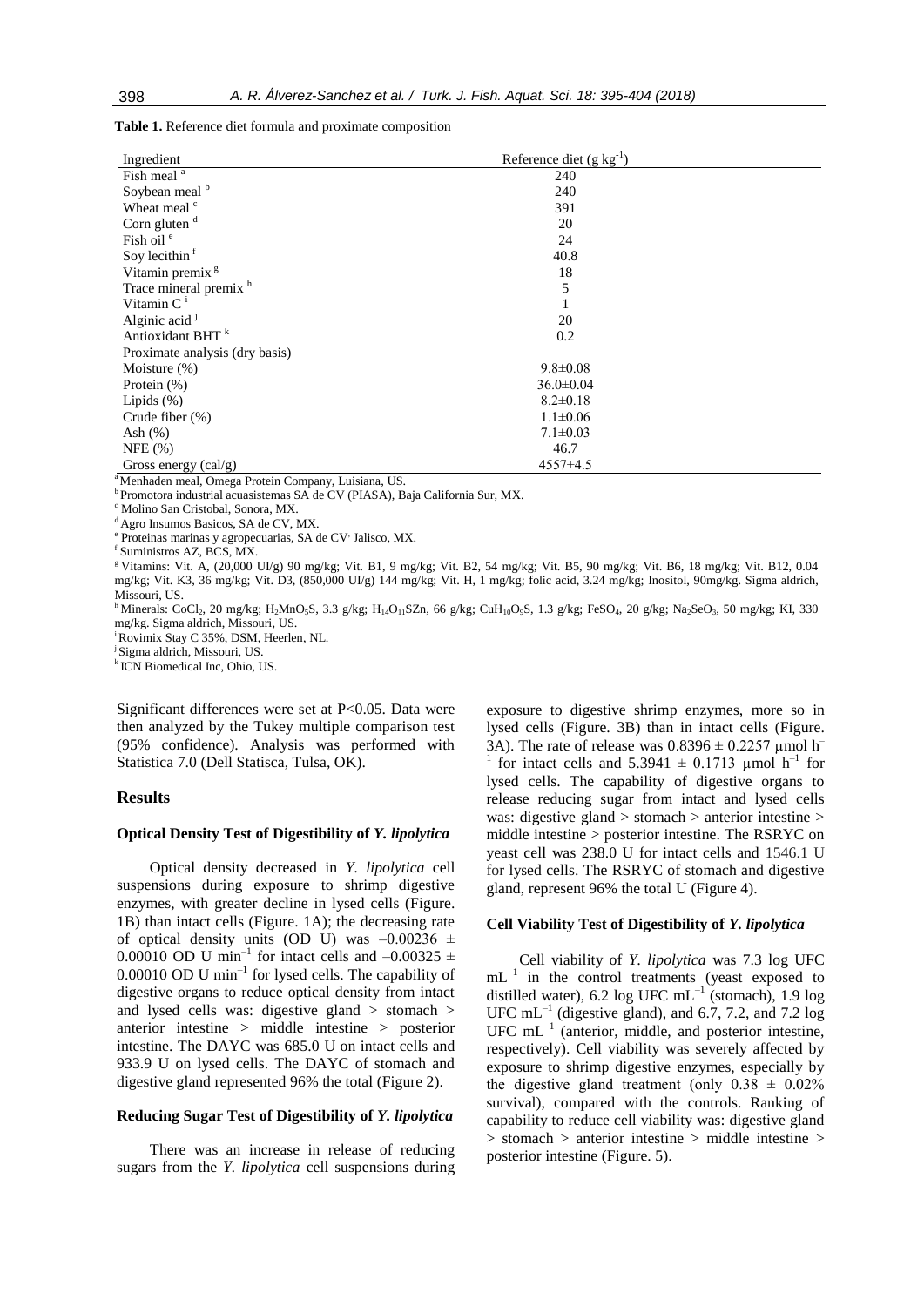**Table 1.** Reference diet formula and proximate composition

| Ingredient | Reference diet (g $kg^{-1}$) |
|---|---|
| Fish meal [a] | 240 |
| Soybean meal [b] | 240 |
| Wheat meal [c] | 391 |
| Corn gluten [d] | 20 |
| Fish oil [e] | 24 |
| Soy lecithin [f] | 40.8 |
| Vitamin premix [g] | 18 |
| Trace mineral premix [h] | 5 |
| Vitamin C [i] | 1 |
| Alginic acid [j] | 20 |
| Antioxidant BHT [k] | 0.2 |
| Proximate analysis (dry basis) | |
| Moisture (%) | 9.8±0.08 |
| Protein (%) | 36.0±0.04 |
| Lipids (%) | 8.2±0.18 |
| Crude fiber (%) | 1.1±0.06 |
| Ash (%) | 7.1±0.03 |
| NFE (%) | 46.7 |
| Gross energy (cal/g) | 4557±4.5 |

[a] Menhaden meal, Omega Protein Company, Luisiana, US.
[b] Promotora industrial acuasistemas SA de CV (PIASA), Baja California Sur, MX.
[c] Molino San Cristobal, Sonora, MX.
[d] Agro Insumos Basicos, SA de CV, MX.
[e] Proteinas marinas y agropecuarias, SA de CV, Jalisco, MX.
[f] Suministros AZ, BCS, MX.
[g] Vitamins: Vit. A, (20,000 UI/g) 90 mg/kg; Vit. B1, 9 mg/kg; Vit. B2, 54 mg/kg; Vit. B5, 90 mg/kg; Vit. B6, 18 mg/kg; Vit. B12, 0.04 mg/kg; Vit. K3, 36 mg/kg; Vit. D3, (850,000 UI/g) 144 mg/kg; Vit. H, 1 mg/kg; folic acid, 3.24 mg/kg; Inositol, 90mg/kg. Sigma aldrich, Missouri, US.
[h] Minerals: $CoCl_2$, 20 mg/kg; $H_2MnO_5S$, 3.3 g/kg; $H_{14}O_{11}SZn$, 66 g/kg; $CuH_{10}O_9S$, 1.3 g/kg; $FeSO_4$, 20 g/kg; $Na_2SeO_3$, 50 mg/kg; KI, 330 mg/kg. Sigma aldrich, Missouri, US.
[i] Rovimix Stay C 35%, DSM, Heerlen, NL.
[j] Sigma aldrich, Missouri, US.
[k] ICN Biomedical Inc, Ohio, US.

Significant differences were set at $P<0.05$. Data were then analyzed by the Tukey multiple comparison test (95% confidence). Analysis was performed with Statistica 7.0 (Dell Statisca, Tulsa, OK).

## Results

### Optical Density Test of Digestibility of *Y. lipolytica*

Optical density decreased in *Y. lipolytica* cell suspensions during exposure to shrimp digestive enzymes, with greater decline in lysed cells (Figure. 1B) than intact cells (Figure. 1A); the decreasing rate of optical density units (OD U) was $-0.00236 \pm 0.00010$ OD U $min^{-1}$ for intact cells and $-0.00325 \pm 0.00010$ OD U $min^{-1}$ for lysed cells. The capability of digestive organs to reduce optical density from intact and lysed cells was: digestive gland > stomach > anterior intestine > middle intestine > posterior intestine. The DAYC was 685.0 U on intact cells and 933.9 U on lysed cells. The DAYC of stomach and digestive gland represented 96% the total (Figure 2).

### Reducing Sugar Test of Digestibility of *Y. lipolytica*

There was an increase in release of reducing sugars from the *Y. lipolytica* cell suspensions during exposure to digestive shrimp enzymes, more so in lysed cells (Figure. 3B) than in intact cells (Figure. 3A). The rate of release was $0.8396 \pm 0.2257$ µmol $h^{-1}$ for intact cells and $5.3941 \pm 0.1713$ µmol $h^{-1}$ for lysed cells. The capability of digestive organs to release reducing sugar from intact and lysed cells was: digestive gland > stomach > anterior intestine > middle intestine > posterior intestine. The RSRYC on yeast cell was 238.0 U for intact cells and 1546.1 U for lysed cells. The RSRYC of stomach and digestive gland, represent 96% the total U (Figure 4).

### Cell Viability Test of Digestibility of *Y. lipolytica*

Cell viability of *Y. lipolytica* was 7.3 log UFC $mL^{-1}$ in the control treatments (yeast exposed to distilled water), 6.2 log UFC $mL^{-1}$ (stomach), 1.9 log UFC $mL^{-1}$ (digestive gland), and 6.7, 7.2, and 7.2 log UFC $mL^{-1}$ (anterior, middle, and posterior intestine, respectively). Cell viability was severely affected by exposure to shrimp digestive enzymes, especially by the digestive gland treatment (only $0.38 \pm 0.02$% survival), compared with the controls. Ranking of capability to reduce cell viability was: digestive gland > stomach > anterior intestine > middle intestine > posterior intestine (Figure. 5).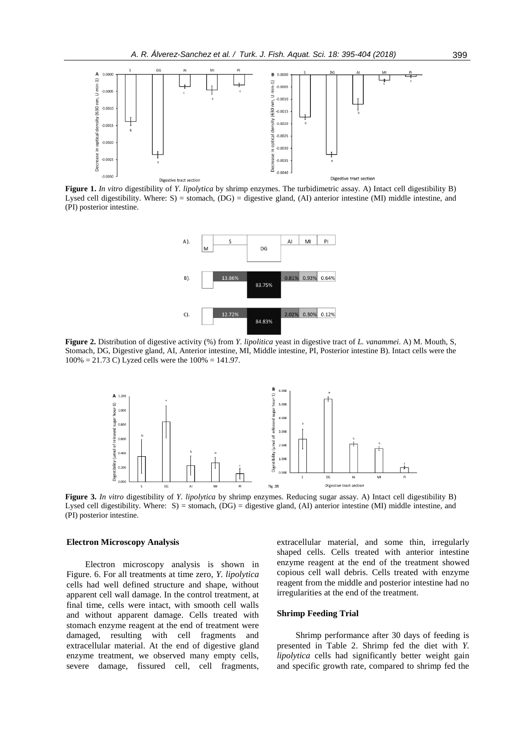**Figure 1.** *In vitro* digestibility of *Y. lipolytica* by shrimp enzymes. The turbidimetric assay. A) Intact cell digestibility B) Lysed cell digestibility. Where: S) = stomach, (DG) = digestive gland, (AI) anterior intestine (MI) middle intestine, and (PI) posterior intestine.

**Figure 2.** Distribution of digestive activity (%) from *Y. lipolitica* yeast in digestive tract of *L. vanammei*. A) M. Mouth, S, Stomach, DG, Digestive gland, AI, Anterior intestine, MI, Middle intestine, PI, Posterior intestine B). Intact cells were the 100% = 21.73 C) Lyzed cells were the 100% = 141.97.

**Figure 3.** *In vitro* digestibility of *Y. lipolytica* by shrimp enzymes. Reducing sugar assay. A) Intact cell digestibility B) Lysed cell digestibility. Where: S) = stomach, (DG) = digestive gland, (AI) anterior intestine (MI) middle intestine, and (PI) posterior intestine.

### Electron Microscopy Analysis

Electron microscopy analysis is shown in Figure. 6. For all treatments at time zero, *Y. lipolytica* cells had well defined structure and shape, without apparent cell wall damage. In the control treatment, at final time, cells were intact, with smooth cell walls and without apparent damage. Cells treated with stomach enzyme reagent at the end of treatment were damaged, resulting with cell fragments and extracellular material. At the end of digestive gland enzyme treatment, we observed many empty cells, severe damage, fissured cell, cell fragments, extracellular material, and some thin, irregularly shaped cells. Cells treated with anterior intestine enzyme reagent at the end of the treatment showed copious cell wall debris. Cells treated with enzyme reagent from the middle and posterior intestine had no irregularities at the end of the treatment.

### Shrimp Feeding Trial

Shrimp performance after 30 days of feeding is presented in Table 2. Shrimp fed the diet with *Y. lipolytica* cells had significantly better weight gain and specific growth rate, compared to shrimp fed the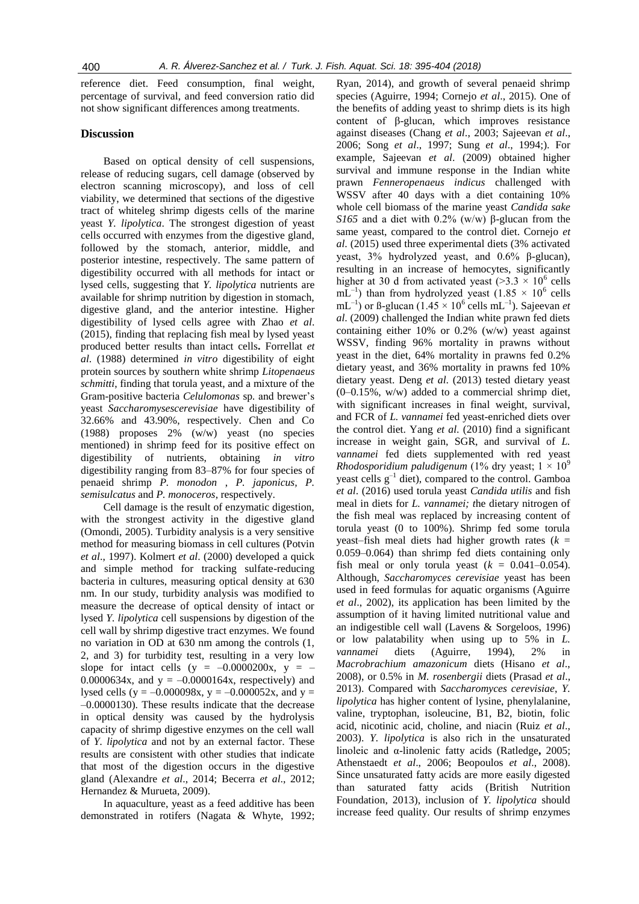reference diet. Feed consumption, final weight, percentage of survival, and feed conversion ratio did not show significant differences among treatments.

## Discussion

Based on optical density of cell suspensions, release of reducing sugars, cell damage (observed by electron scanning microscopy), and loss of cell viability, we determined that sections of the digestive tract of whiteleg shrimp digests cells of the marine yeast *Y. lipolytica*. The strongest digestion of yeast cells occurred with enzymes from the digestive gland, followed by the stomach, anterior, middle, and posterior intestine, respectively. The same pattern of digestibility occurred with all methods for intact or lysed cells, suggesting that *Y. lipolytica* nutrients are available for shrimp nutrition by digestion in stomach, digestive gland, and the anterior intestine. Higher digestibility of lysed cells agree with Zhao *et al*. (2015), finding that replacing fish meal by lysed yeast produced better results than intact cells**.** Forrellat *et al*. (1988) determined *in vitro* digestibility of eight protein sources by southern white shrimp *Litopenaeus schmitti*, finding that torula yeast, and a mixture of the Gram-positive bacteria *Celulomonas* sp. and brewer's yeast *Saccharomysescerevisiae* have digestibility of 32.66% and 43.90%, respectively. Chen and Co (1988) proposes 2% (w/w) yeast (no species mentioned) in shrimp feed for its positive effect on digestibility of nutrients, obtaining *in vitro* digestibility ranging from 83–87% for four species of penaeid shrimp *P. monodon* , *P. japonicus, P. semisulcatus* and *P. monoceros*, respectively.

Cell damage is the result of enzymatic digestion, with the strongest activity in the digestive gland (Omondi, 2005). Turbidity analysis is a very sensitive method for measuring biomass in cell cultures (Potvin *et al*., 1997). Kolmert *et al*. (2000) developed a quick and simple method for tracking sulfate-reducing bacteria in cultures, measuring optical density at 630 nm. In our study, turbidity analysis was modified to measure the decrease of optical density of intact or lysed *Y. lipolytica* cell suspensions by digestion of the cell wall by shrimp digestive tract enzymes. We found no variation in OD at 630 nm among the controls (1, 2, and 3) for turbidity test, resulting in a very low slope for intact cells ($y = -0.0000200x$, $y = -0.0000634x$, and $y = -0.0000164x$, respectively) and lysed cells ($y = -0.000098x$, $y = -0.000052x$, and $y = -0.0000130$). These results indicate that the decrease in optical density was caused by the hydrolysis capacity of shrimp digestive enzymes on the cell wall of *Y. lipolytica* and not by an external factor. These results are consistent with other studies that indicate that most of the digestion occurs in the digestive gland (Alexandre *et al*., 2014; Becerra *et al*., 2012; Hernandez & Murueta, 2009).

In aquaculture, yeast as a feed additive has been demonstrated in rotifers (Nagata & Whyte, 1992; Ryan, 2014), and growth of several penaeid shrimp species (Aguirre, 1994; Cornejo *et al*., 2015). One of the benefits of adding yeast to shrimp diets is its high content of β-glucan, which improves resistance against diseases (Chang *et al*., 2003; Sajeevan *et al*., 2006; Song *et al*., 1997; Sung *et al*., 1994;). For example, Sajeevan *et al*. (2009) obtained higher survival and immune response in the Indian white prawn *Fenneropenaeus indicus* challenged with WSSV after 40 days with a diet containing 10% whole cell biomass of the marine yeast *Candida sake S165* and a diet with 0.2% (w/w) β-glucan from the same yeast, compared to the control diet. Cornejo *et al*. (2015) used three experimental diets (3% activated yeast, 3% hydrolyzed yeast, and 0.6% β-glucan), resulting in an increase of hemocytes, significantly higher at 30 d from activated yeast ($>3.3 \times 10^6$ cells $mL^{-1}$) than from hydrolyzed yeast ($1.85 \times 10^6$ cells $mL^{-1}$) or ß-glucan ($1.45 \times 10^6$ cells $mL^{-1}$). Sajeevan *et al*. (2009) challenged the Indian white prawn fed diets containing either 10% or 0.2% (w/w) yeast against WSSV, finding 96% mortality in prawns without yeast in the diet, 64% mortality in prawns fed 0.2% dietary yeast, and 36% mortality in prawns fed 10% dietary yeast. Deng *et al*. (2013) tested dietary yeast (0–0.15%, w/w) added to a commercial shrimp diet, with significant increases in final weight, survival, and FCR of *L. vannamei* fed yeast-enriched diets over the control diet. Yang *et al*. (2010) find a significant increase in weight gain, SGR, and survival of *L. vannamei* fed diets supplemented with red yeast *Rhodosporidium paludigenum* (1% dry yeast; $1 \times 10^9$ yeast cells $g^{-1}$ diet), compared to the control. Gamboa *et al*. (2016) used torula yeast *Candida utilis* and fish meal in diets for *L. vannamei; t*he dietary nitrogen of the fish meal was replaced by increasing content of torula yeast (0 to 100%). Shrimp fed some torula yeast–fish meal diets had higher growth rates ($k$ = 0.059–0.064) than shrimp fed diets containing only fish meal or only torula yeast ($k$ = 0.041–0.054). Although, *Saccharomyces cerevisiae* yeast has been used in feed formulas for aquatic organisms (Aguirre *et al*., 2002), its application has been limited by the assumption of it having limited nutritional value and an indigestible cell wall (Lavens & Sorgeloos, 1996) or low palatability when using up to 5% in *L. vannamei* diets (Aguirre, 1994), 2% in *Macrobrachium amazonicum* diets (Hisano *et al*., 2008), or 0.5% in *M. rosenbergii* diets (Prasad *et al*., 2013). Compared with *Saccharomyces cerevisiae*, *Y. lipolytica* has higher content of lysine, phenylalanine, valine, tryptophan, isoleucine, B1, B2, biotin, folic acid, nicotinic acid, choline, and niacin (Ruiz *et al*., 2003). *Y. lipolytica* is also rich in the unsaturated linoleic and α-linolenic fatty acids (Ratledge**,** 2005; Athenstaedt *et al*., 2006; Beopoulos *et al*., 2008). Since unsaturated fatty acids are more easily digested than saturated fatty acids (British Nutrition Foundation, 2013), inclusion of *Y. lipolytica* should increase feed quality. Our results of shrimp enzymes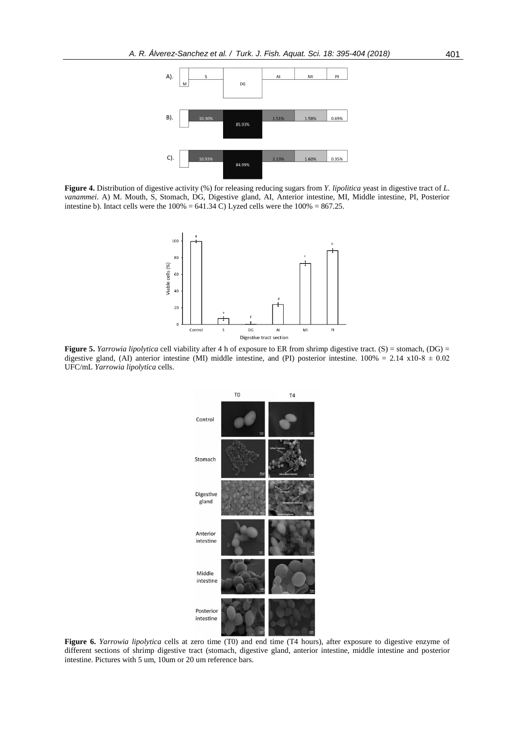**Figure 4.** Distribution of digestive activity (%) for releasing reducing sugars from *Y. lipolitica* yeast in digestive tract of *L. vanammei*. A) M. Mouth, S, Stomach, DG, Digestive gland, AI, Anterior intestine, MI, Middle intestine, PI, Posterior intestine b). Intact cells were the 100% = 641.34 C) Lyzed cells were the 100% = 867.25.

**Figure 5.** *Yarrowia lipolytica* cell viability after 4 h of exposure to ER from shrimp digestive tract. (S) = stomach, (DG) = digestive gland, (AI) anterior intestine (MI) middle intestine, and (PI) posterior intestine. 100% = 2.14 x10-8 ± 0.02 UFC/mL *Yarrowia lipolytica* cells.

**Figure 6.** *Yarrowia lipolytica* cells at zero time (T0) and end time (T4 hours), after exposure to digestive enzyme of different sections of shrimp digestive tract (stomach, digestive gland, anterior intestine, middle intestine and posterior intestine. Pictures with 5 um, 10um or 20 um reference bars.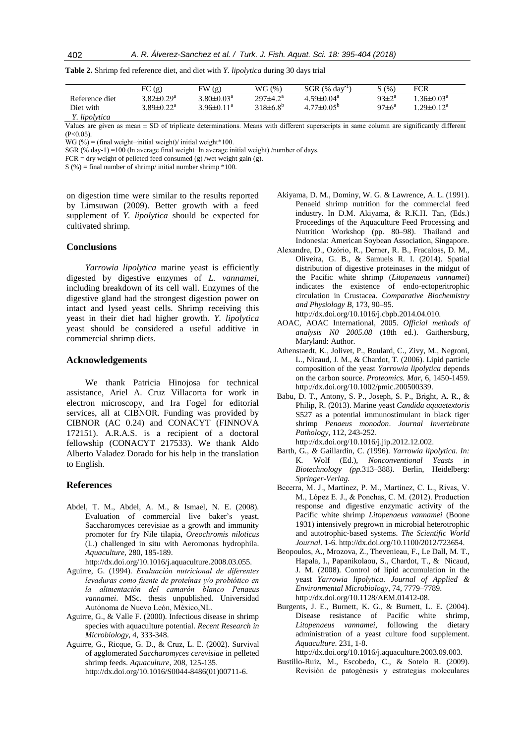**Table 2.** Shrimp fed reference diet, and diet with *Y. lipolytica* during 30 days trial

| | FC (g) | FW (g) | WG (%) | SGR (% day$^{-1}$) | S (%) | FCR |
|---|---|---|---|---|---|---|
| Reference diet | $3.82{\pm}0.29^{a}$ | $3.80{\pm}0.03^{a}$ | $297{\pm}4.2^{a}$ | $4.59{\pm}0.04^{a}$ | $93{\pm}2^{a}$ | $1.36{\pm}0.03^{a}$ |
| Diet with *Y. lipolytica* | $3.89{\pm}0.22^{a}$ | $3.96{\pm}0.11^{a}$ | $318{\pm}6.8^{b}$ | $4.77{\pm}0.05^{b}$ | $97{\pm}6^{a}$ | $1.29{\pm}0.12^{a}$ |

Values are given as mean ± SD of triplicate determinations. Means with different superscripts in same column are significantly different ($P<0.05$).

WG (%) = (final weight−initial weight)/ initial weight*100.

SGR (% day-1) =100 (ln average final weight−ln average initial weight) /number of days.

FCR = dry weight of pelleted feed consumed (g) /wet weight gain (g).

S (%) = final number of shrimp/ initial number shrimp *100.

on digestion time were similar to the results reported by Limsuwan (2009). Better growth with a feed supplement of *Y. lipolytica* should be expected for cultivated shrimp.

## Conclusions

*Yarrowia lipolytica* marine yeast is efficiently digested by digestive enzymes of *L. vannamei*, including breakdown of its cell wall. Enzymes of the digestive gland had the strongest digestion power on intact and lysed yeast cells. Shrimp receiving this yeast in their diet had higher growth. *Y. lipolytica* yeast should be considered a useful additive in commercial shrimp diets.

## Acknowledgements

We thank Patricia Hinojosa for technical assistance, Ariel A. Cruz Villacorta for work in electron microscopy, and Ira Fogel for editorial services, all at CIBNOR. Funding was provided by CIBNOR (AC 0.24) and CONACYT (FINNOVA 172151). A.R.A.S. is a recipient of a doctoral fellowship (CONACYT 217533). We thank Aldo Alberto Valadez Dorado for his help in the translation to English.

## References

Abdel, T. M., Abdel, A. M., & Ismael, N. E. (2008). Evaluation of commercial live baker's yeast, Saccharomyces cerevisiae as a growth and immunity promoter for fry Nile tilapia, *Oreochromis niloticus* (L.) challenged in situ with Aeromonas hydrophila. *Aquaculture*, 280, 185-189. http://dx.doi.org/10.1016/j.aquaculture.2008.03.055.

Aguirre, G. (1994). *Evaluación nutricional de diferentes levaduras como fuente de proteínas y/o probiótico en la alimentación del camarón blanco Penaeus vannamei*. MSc. thesis unpublished. Universidad Autónoma de Nuevo León, México,NL.

Aguirre, G., & Valle F. (2000). Infectious disease in shrimp species with aquaculture potential. *Recent Research in Microbiology*, 4, 333-348.

Aguirre, G., Ricque, G. D., & Cruz, L. E. (2002). Survival of agglomerated *Saccharomyces cerevisiae* in pelleted shrimp feeds. *Aquaculture*, 208, 125-135. http://dx.doi.org/10.1016/S0044-8486(01)00711-6.

Akiyama, D. M., Dominy, W. G. & Lawrence, A. L. (1991). Penaeid shrimp nutrition for the commercial feed industry. In D.M. Akiyama, & R.K.H. Tan, (Eds.) Proceedings of the Aquaculture Feed Processing and Nutrition Workshop (pp. 80–98). Thailand and Indonesia: American Soybean Association, Singapore.

Alexandre, D., Ozório, R., Derner, R. B., Fracaloss, D. M., Oliveira, G. B., & Samuels R. I. (2014). Spatial distribution of digestive proteinases in the midgut of the Pacific white shrimp (*Litopenaeus vannamei*) indicates the existence of endo-ectoperitrophic circulation in Crustacea. *Comparative Biochemistry and Physiology B*, 173, 90–95. http://dx.doi.org/10.1016/j.cbpb.2014.04.010.

AOAC, AOAC International, 2005. *Official methods of analysis N0 2005.08* (18th ed.). Gaithersburg, Maryland: Author.

Athenstaedt, K., Jolivet, P., Boulard, C., Zivy, M., Negroni, L., Nicaud, J. M., & Chardot, T. (2006). Lipid particle composition of the yeast *Yarrowia lipolytica* depends on the carbon source. *Proteomics. Mar*, 6, 1450-1459. http://dx.doi.org/10.1002/pmic.200500339.

Babu, D. T., Antony, S. P., Joseph, S. P., Bright, A. R., & Philip, R. (2013). Marine yeast *Candida aquaetextoris* S527 as a potential immunostimulant in black tiger shrimp *Penaeus monodon*. *Journal Invertebrate Pathology*, 112, 243-252. http://dx.doi.org/10.1016/j.jip.2012.12.002.

Barth, G., *&* Gaillardin, C. *(*1996). *Yarrowia lipolytica. In:* K. Wolf (Ed.), *Nonconventional Yeasts in Biotechnology (pp.*313–388*).* Berlin, Heidelberg: *Springer-Verlag.*

Becerra, M. J., Martínez, P. M., Martínez, C. L., Rivas, V. M., López E. J., & Ponchas, C. M. (2012). Production response and digestive enzymatic activity of the Pacific white shrimp *Litopenaeus vannamei* (Boone 1931) intensively pregrown in microbial heterotrophic and autotrophic-based systems. *The Scientific World Journal*. 1-6. http://dx.doi.org/10.1100/2012/723654.

Beopoulos, A., Mrozova, Z., Thevenieau, F., Le Dall, M. T., Hapala, I., Papanikolaou, S., Chardot, T., & Nicaud, J. M. (2008). Control of lipid accumulation in the yeast *Yarrowia lipolytica*. *Journal of Applied & Environmental Microbiology*, 74, 7779–7789. http://dx.doi.org/10.1128/AEM.01412-08.

Burgents, J. E., Burnett, K. G., & Burnett, L. E. (2004). Disease resistance of Pacific white shrimp, *Litopenaeus vannamei*, following the dietary administration of a yeast culture food supplement. *Aquaculture*. 231, 1-8. http://dx.doi.org/10.1016/j.aquaculture.2003.09.003.

Bustillo-Ruiz, M., Escobedo, C., & Sotelo R. (2009). Revisión de patogénesis y estrategias moleculares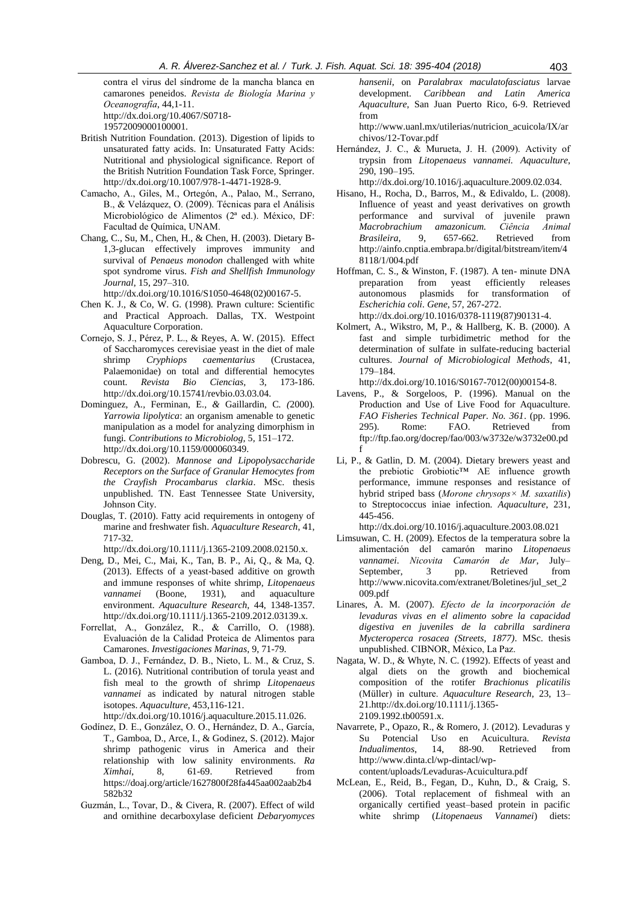contra el virus del síndrome de la mancha blanca en camarones peneidos. *Revista de Biología Marina y Oceanografía*, 44,1-11. http://dx.doi.org/10.4067/S0718-19572009000100001.

British Nutrition Foundation. (2013). Digestion of lipids to unsaturated fatty acids. In: Unsaturated Fatty Acids: Nutritional and physiological significance. Report of the British Nutrition Foundation Task Force, Springer. http://dx.doi.org/10.1007/978-1-4471-1928-9.

Camacho, A., Giles, M., Ortegón, A., Palao, M., Serrano, B., & Velázquez, O. (2009). Técnicas para el Análisis Microbiológico de Alimentos (2ª ed.). México, DF: Facultad de Química, UNAM.

Chang, C., Su, M., Chen, H., & Chen, H. (2003). Dietary B-1,3-glucan effectively improves immunity and survival of *Penaeus monodon* challenged with white spot syndrome virus. *Fish and Shellfish Immunology Journal*, 15, 297–310. http://dx.doi.org/10.1016/S1050-4648(02)00167-5.

Chen K. J., & Co, W. G. (1998). Prawn culture: Scientific and Practical Approach. Dallas, TX. Westpoint Aquaculture Corporation.

Cornejo, S. J., Pérez, P. L., & Reyes, A. W. (2015). Effect of Saccharomyces cerevisiae yeast in the diet of male shrimp *Cryphiops caementarius* (Crustacea, Palaemonidae) on total and differential hemocytes count. *Revista Bio Ciencias*, 3, 173-186. http://dx.doi.org/10.15741/revbio.03.03.04.

Dominguez, A., Ferminan, E., *&* Gaillardin, C*. (*2000). *Yarrowia lipolytica*: an organism amenable to genetic manipulation as a model for analyzing dimorphism in fungi. *Contributions to Microbiolog*, 5, 151–172. http://dx.doi.org/10.1159/000060349.

Dobrescu, G. (2002). *Mannose and Lipopolysaccharide Receptors on the Surface of Granular Hemocytes from the Crayfish Procambarus clarkia*. MSc. thesis unpublished. TN. East Tennessee State University, Johnson City.

Douglas, T. (2010). Fatty acid requirements in ontogeny of marine and freshwater fish. *Aquaculture Research*, 41, 717-32. http://dx.doi.org/10.1111/j.1365-2109.2008.02150.x.

Deng, D., Mei, C., Mai, K., Tan, B. P., Ai, Q., & Ma, Q. (2013). Effects of a yeast-based additive on growth and immune responses of white shrimp, *Litopenaeus vannamei* (Boone, 1931), and aquaculture environment. *Aquaculture Research*, 44, 1348-1357. http://dx.doi.org/10.1111/j.1365-2109.2012.03139.x.

Forrellat, A., González, R., & Carrillo, O. (1988). Evaluación de la Calidad Proteica de Alimentos para Camarones. *Investigaciones Marinas*, 9, 71-79.

Gamboa, D. J., Fernández, D. B., Nieto, L. M., & Cruz, S. L. (2016). Nutritional contribution of torula yeast and fish meal to the growth of shrimp *Litopenaeus vannamei* as indicated by natural nitrogen stable isotopes. *Aquaculture*, 453,116-121. http://dx.doi.org/10.1016/j.aquaculture.2015.11.026.

Godínez, D. E., González, O. O., Hernández, D. A., García, T., Gamboa, D., Arce, I., & Godinez, S. (2012). Major shrimp pathogenic virus in America and their relationship with low salinity environments. *Ra Ximhai*, 8, 61-69. Retrieved from https://doaj.org/article/1627800f28fa445aa002aab2b4582b32

Guzmán, L., Tovar, D., & Civera, R. (2007). Effect of wild and ornithine decarboxylase deficient *Debaryomyces hansenii*, on *Paralabrax maculatofasciatus* larvae development. *Caribbean and Latin America Aquaculture*, San Juan Puerto Rico, 6-9. Retrieved from http://www.uanl.mx/utilerias/nutricion_acuicola/IX/archivos/12-Tovar.pdf

Hernández, J. C., & Murueta, J. H. (2009). Activity of trypsin from *Litopenaeus vannamei*. *Aquaculture*, 290, 190–195. http://dx.doi.org/10.1016/j.aquaculture.2009.02.034.

Hisano, H., Rocha, D., Barros, M., & Edivaldo, L. (2008). Influence of yeast and yeast derivatives on growth performance and survival of juvenile prawn *Macrobrachium amazonicum*. *Ciência Animal Brasileira*, 9, 657-662. Retrieved from http://ainfo.cnptia.embrapa.br/digital/bitstream/item/48118/1/004.pdf

Hoffman, C. S., & Winston, F. (1987). A ten- minute DNA preparation from yeast efficiently releases autonomous plasmids for transformation of *Escherichia coli*. *Gene*, 57, 267-272. http://dx.doi.org/10.1016/0378-1119(87)90131-4.

Kolmert, A., Wikstro, M, P., & Hallberg, K. B. (2000). A fast and simple turbidimetric method for the determination of sulfate in sulfate-reducing bacterial cultures. *Journal of Microbiological Methods*, 41, 179–184. http://dx.doi.org/10.1016/S0167-7012(00)00154-8.

Lavens, P., & Sorgeloos, P. (1996). Manual on the Production and Use of Live Food for Aquaculture. *FAO Fisheries Technical Paper. No. 361*. (pp. 1996. 295). Rome: FAO. Retrieved from ftp://ftp.fao.org/docrep/fao/003/w3732e/w3732e00.pdf

Li, P., & Gatlin, D. M. (2004). Dietary brewers yeast and the prebiotic Grobiotic™ AE influence growth performance, immune responses and resistance of hybrid striped bass (*Morone chrysops× M. saxatilis*) to Streptococcus iniae infection. *Aquaculture*, 231, 445-456. http://dx.doi.org/10.1016/j.aquaculture.2003.08.021

Limsuwan, C. H. (2009). Efectos de la temperatura sobre la alimentación del camarón marino *Litopenaeus vannamei*. *Nicovita Camarón de Mar*, July–September, 3 pp. Retrieved from http://www.nicovita.com/extranet/Boletines/jul_set_2009.pdf

Linares, A. M. (2007). *Efecto de la incorporación de levaduras vivas en el alimento sobre la capacidad digestiva en juveniles de la cabrilla sardinera Mycteroperca rosacea (Streets, 1877)*. MSc. thesis unpublished. CIBNOR, México, La Paz.

Nagata, W. D., & Whyte, N. C. (1992). Effects of yeast and algal diets on the growth and biochemical composition of the rotifer *Brachionus plicatilis* (Müller) in culture. *Aquaculture Research*, 23, 13–21.http://dx.doi.org/10.1111/j.1365-2109.1992.tb00591.x.

Navarrete, P., Opazo, R., & Romero, J. (2012). Levaduras y Su Potencial Uso en Acuicultura. *Revista Indualimentos*, 14, 88-90. Retrieved from http://www.dinta.cl/wp-dintacl/wp-content/uploads/Levaduras-Acuicultura.pdf

McLean, E., Reid, B., Fegan, D., Kuhn, D., & Craig, S. (2006). Total replacement of fishmeal with an organically certified yeast–based protein in pacific white shrimp (*Litopenaeus Vannamei*) diets: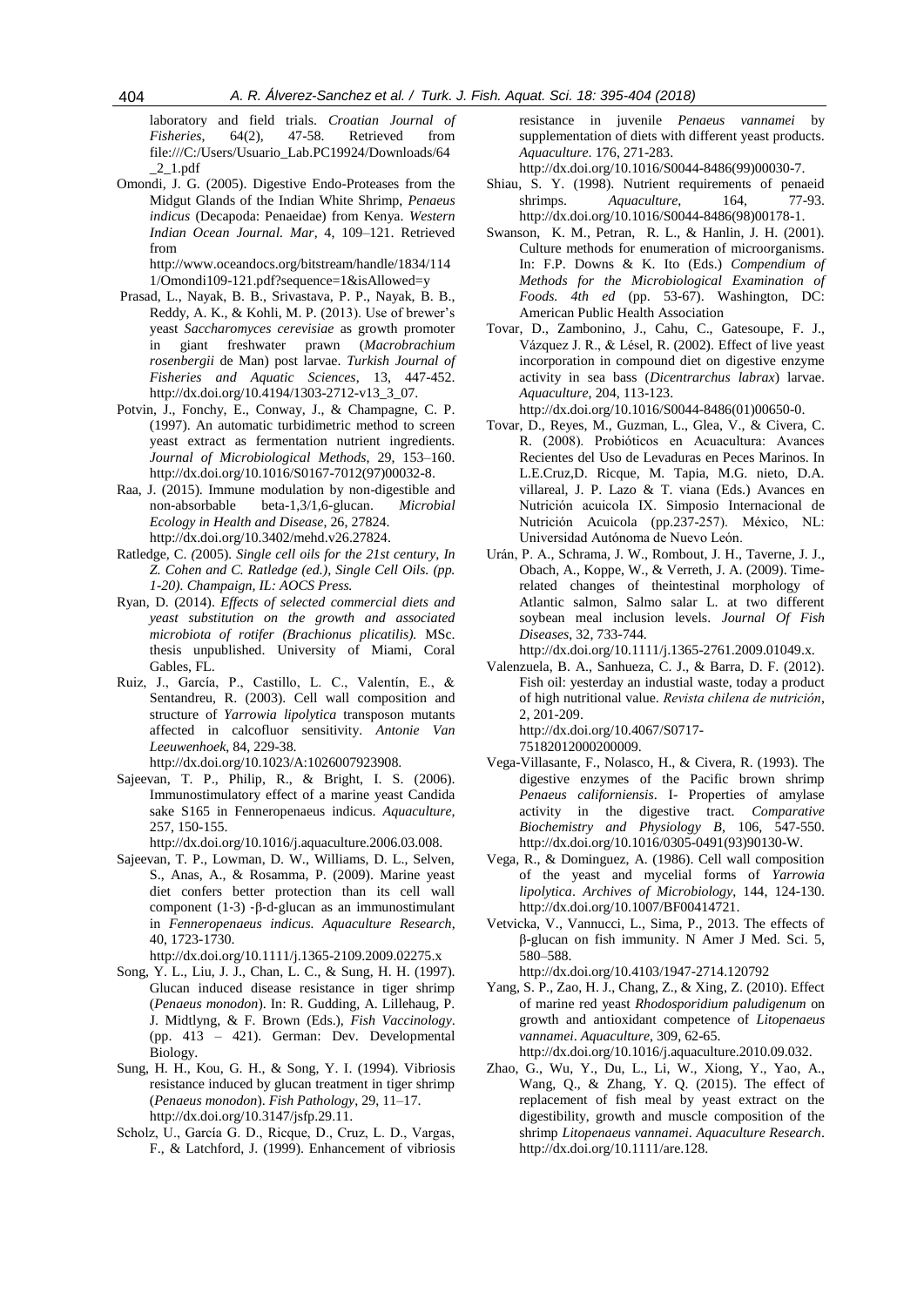laboratory and field trials. *Croatian Journal of Fisheries*, 64(2), 47-58. Retrieved from file:///C:/Users/Usuario_Lab.PC19924/Downloads/64_2_1.pdf

Omondi, J. G. (2005). Digestive Endo-Proteases from the Midgut Glands of the Indian White Shrimp, *Penaeus indicus* (Decapoda: Penaeidae) from Kenya. *Western Indian Ocean Journal. Mar*, 4, 109–121. Retrieved from http://www.oceandocs.org/bitstream/handle/1834/1141/Omondi109-121.pdf?sequence=1&isAllowed=y

Prasad, L., Nayak, B. B., Srivastava, P. P., Nayak, B. B., Reddy, A. K., & Kohli, M. P. (2013). Use of brewer's yeast *Saccharomyces cerevisiae* as growth promoter in giant freshwater prawn (*Macrobrachium rosenbergii* de Man) post larvae. *Turkish Journal of Fisheries and Aquatic Sciences*, 13, 447-452. http://dx.doi.org/10.4194/1303-2712-v13_3_07.

Potvin, J., Fonchy, E., Conway, J., & Champagne, C. P. (1997). An automatic turbidimetric method to screen yeast extract as fermentation nutrient ingredients. *Journal of Microbiological Methods*, 29, 153–160. http://dx.doi.org/10.1016/S0167-7012(97)00032-8.

Raa, J. (2015). Immune modulation by non-digestible and non-absorbable beta-1,3/1,6-glucan. *Microbial Ecology in Health and Disease*, 26, 27824. http://dx.doi.org/10.3402/mehd.v26.27824.

Ratledge, C. (2005). *Single cell oils for the 21st century, In Z. Cohen and C. Ratledge (ed.), Single Cell Oils. (pp. 1-20). Champaign, IL: AOCS Press.*

Ryan, D. (2014). *Effects of selected commercial diets and yeast substitution on the growth and associated microbiota of rotifer (Brachionus plicatilis).* MSc. thesis unpublished. University of Miami, Coral Gables, FL.

Ruiz, J., García, P., Castillo, L. C., Valentín, E., & Sentandreu, R. (2003). Cell wall composition and structure of *Yarrowia lipolytica* transposon mutants affected in calcofluor sensitivity. *Antonie Van Leeuwenhoek*, 84, 229-38. http://dx.doi.org/10.1023/A:1026007923908.

Sajeevan, T. P., Philip, R., & Bright, I. S. (2006). Immunostimulatory effect of a marine yeast Candida sake S165 in Fenneropenaeus indicus. *Aquaculture*, 257, 150-155. http://dx.doi.org/10.1016/j.aquaculture.2006.03.008.

Sajeevan, T. P., Lowman, D. W., Williams, D. L., Selven, S., Anas, A., & Rosamma, P. (2009). Marine yeast diet confers better protection than its cell wall component (1-3) -β-d-glucan as an immunostimulant in *Fenneropenaeus indicus. Aquaculture Research*, 40, 1723-1730. http://dx.doi.org/10.1111/j.1365-2109.2009.02275.x

Song, Y. L., Liu, J. J., Chan, L. C., & Sung, H. H. (1997). Glucan induced disease resistance in tiger shrimp (*Penaeus monodon*). In: R. Gudding, A. Lillehaug, P. J. Midtlyng, & F. Brown (Eds.), *Fish Vaccinology*. (pp. 413 – 421). German: Dev. Developmental Biology.

Sung, H. H., Kou, G. H., & Song, Y. I. (1994). Vibriosis resistance induced by glucan treatment in tiger shrimp (*Penaeus monodon*). *Fish Pathology*, 29, 11–17. http://dx.doi.org/10.3147/jsfp.29.11.

Scholz, U., García G. D., Ricque, D., Cruz, L. D., Vargas, F., & Latchford, J. (1999). Enhancement of vibriosis resistance in juvenile *Penaeus vannamei* by supplementation of diets with different yeast products. *Aquaculture*. 176, 271-283. http://dx.doi.org/10.1016/S0044-8486(99)00030-7.

Shiau, S. Y. (1998). Nutrient requirements of penaeid shrimps. *Aquaculture*, 164, 77-93. http://dx.doi.org/10.1016/S0044-8486(98)00178-1.

Swanson, K. M., Petran, R. L., & Hanlin, J. H. (2001). Culture methods for enumeration of microorganisms. In: F.P. Downs & K. Ito (Eds.) *Compendium of Methods for the Microbiological Examination of Foods. 4th ed* (pp. 53-67). Washington, DC: American Public Health Association

Tovar, D., Zambonino, J., Cahu, C., Gatesoupe, F. J., Vázquez J. R., & Lésel, R. (2002). Effect of live yeast incorporation in compound diet on digestive enzyme activity in sea bass (*Dicentrarchus labrax*) larvae. *Aquaculture*, 204, 113-123. http://dx.doi.org/10.1016/S0044-8486(01)00650-0.

Tovar, D., Reyes, M., Guzman, L., Glea, V., & Civera, C. R. (2008). Probióticos en Acuacultura: Avances Recientes del Uso de Levaduras en Peces Marinos. In L.E.Cruz,D. Ricque, M. Tapia, M.G. nieto, D.A. villareal, J. P. Lazo & T. viana (Eds.) Avances en Nutrición acuicola IX. Simposio Internacional de Nutrición Acuicola (pp.237-257). México, NL: Universidad Autónoma de Nuevo León.

Urán, P. A., Schrama, J. W., Rombout, J. H., Taverne, J. J., Obach, A., Koppe, W., & Verreth, J. A. (2009). Time-related changes of theintestinal morphology of Atlantic salmon, Salmo salar L. at two different soybean meal inclusion levels. *Journal Of Fish Diseases*, 32, 733-744. http://dx.doi.org/10.1111/j.1365-2761.2009.01049.x.

Valenzuela, B. A., Sanhueza, C. J., & Barra, D. F. (2012). Fish oil: yesterday an industial waste, today a product of high nutritional value. *Revista chilena de nutrición*, 2, 201-209. http://dx.doi.org/10.4067/S0717-75182012000200009.

Vega-Villasante, F., Nolasco, H., & Civera, R. (1993). The digestive enzymes of the Pacific brown shrimp *Penaeus californiensis*. I- Properties of amylase activity in the digestive tract. *Comparative Biochemistry and Physiology B*, 106, 547-550. http://dx.doi.org/10.1016/0305-0491(93)90130-W.

Vega, R., & Dominguez, A. (1986). Cell wall composition of the yeast and mycelial forms of *Yarrowia lipolytica*. *Archives of Microbiology*, 144, 124-130. http://dx.doi.org/10.1007/BF00414721.

Vetvicka, V., Vannucci, L., Sima, P., 2013. The effects of β-glucan on fish immunity. N Amer J Med. Sci. 5, 580–588. http://dx.doi.org/10.4103/1947-2714.120792

Yang, S. P., Zao, H. J., Chang, Z., & Xing, Z. (2010). Effect of marine red yeast *Rhodosporidium paludigenum* on growth and antioxidant competence of *Litopenaeus vannamei*. *Aquaculture*, 309, 62-65. http://dx.doi.org/10.1016/j.aquaculture.2010.09.032.

Zhao, G., Wu, Y., Du, L., Li, W., Xiong, Y., Yao, A., Wang, Q., & Zhang, Y. Q. (2015). The effect of replacement of fish meal by yeast extract on the digestibility, growth and muscle composition of the shrimp *Litopenaeus vannamei*. *Aquaculture Research*. http://dx.doi.org/10.1111/are.128.